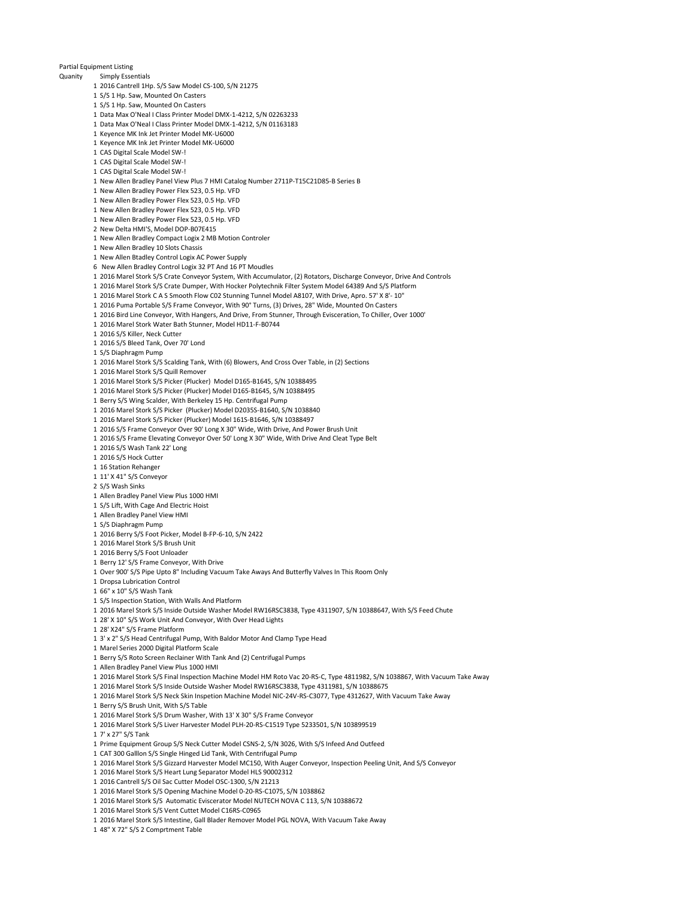Partial Equipment Listing

| Quanity | Simply Essentials |
|---|---|
| 1 | 2016 Cantrell 1Hp. S/S Saw Model CS-100, S/N 21275 |
| 1 | S/S 1 Hp. Saw, Mounted On Casters |
| 1 | S/S 1 Hp. Saw, Mounted On Casters |
| 1 | Data Max O'Neal I Class Printer Model DMX-1-4212, S/N 02263233 |
| 1 | Data Max O'Neal I Class Printer Model DMX-1-4212, S/N 01163183 |
| 1 | Keyence MK Ink Jet Printer Model MK-U6000 |
| 1 | Keyence MK Ink Jet Printer Model MK-U6000 |
| 1 | CAS Digital Scale Model SW-! |
| 1 | CAS Digital Scale Model SW-! |
| 1 | CAS Digital Scale Model SW-! |
| 1 | New Allen Bradley Panel View Plus 7 HMI Catalog Number 2711P-T15C21D85-B Series B |
| 1 | New Allen Bradley Power Flex 523, 0.5 Hp. VFD |
| 1 | New Allen Bradley Power Flex 523, 0.5 Hp. VFD |
| 1 | New Allen Bradley Power Flex 523, 0.5 Hp. VFD |
| 1 | New Allen Bradley Power Flex 523, 0.5 Hp. VFD |
| 2 | New Delta HMI'S, Model DOP-B07E415 |
| 1 | New Allen Bradley Compact Logix 2 MB Motion Controler |
| 1 | New Allen Bradley 10 Slots Chassis |
| 1 | New Allen Btadley Control Logix AC Power Supply |
| 6 | New Allen Bradley Control Logix 32 PT And 16 PT Moudles |
| 1 | 2016 Marel Stork S/S Crate Conveyor System, With Accumulator, (2) Rotators, Discharge Conveyor, Drive And Controls |
| 1 | 2016 Marel Stork S/S Crate Dumper, With Hocker Polytechnik Filter System Model 64389 And S/S Platform |
| 1 | 2016 Marel Stork C A S Smooth Flow C02 Stunning Tunnel Model A8107, With Drive, Apro. 57' X 8'- 10" |
| 1 | 2016 Puma Portable S/S Frame Conveyor, With 90° Turns, (3) Drives, 28" Wide, Mounted On Casters |
| 1 | 2016 Bird Line Conveyor, With Hangers, And Drive, From Stunner, Through Evisceration, To Chiller, Over 1000' |
| 1 | 2016 Marel Stork Water Bath Stunner, Model HD11-F-B0744 |
| 1 | 2016 S/S Killer, Neck Cutter |
| 1 | 2016 S/S Bleed Tank, Over 70' Lond |
| 1 | S/S Diaphragm Pump |
| 1 | 2016 Marel Stork S/S Scalding Tank, With (6) Blowers, And Cross Over Table, in (2) Sections |
| 1 | 2016 Marel Stork S/S Quill Remover |
| 1 | 2016 Marel Stork S/S Picker (Plucker) Model D165-B1645, S/N 10388495 |
| 1 | 2016 Marel Stork S/S Picker (Plucker) Model D165-B1645, S/N 10388495 |
| 1 | Berry S/S Wing Scalder, With Berkeley 15 Hp. Centrifugal Pump |
| 1 | 2016 Marel Stork S/S Picker (Plucker) Model D2035S-B1640, S/N 1038840 |
| 1 | 2016 Marel Stork S/S Picker (Plucker) Model 161S-B1646, S/N 10388497 |
| 1 | 2016 S/S Frame Conveyor Over 90' Long X 30" Wide, With Drive, And Power Brush Unit |
| 1 | 2016 S/S Frame Elevating Conveyor Over 50' Long X 30" Wide, With Drive And Cleat Type Belt |
| 1 | 2016 S/S Wash Tank 22' Long |
| 1 | 2016 S/S Hock Cutter |
| 1 | 16 Station Rehanger |
| 1 | 11' X 41" S/S Conveyor |
| 2 | S/S Wash Sinks |
| 1 | Allen Bradley Panel View Plus 1000 HMI |
| 1 | S/S Lift, With Cage And Electric Hoist |
| 1 | Allen Bradley Panel View HMI |
| 1 | S/S Diaphragm Pump |
| 1 | 2016 Berry S/S Foot Picker, Model B-FP-6-10, S/N 2422 |
| 1 | 2016 Marel Stork S/S Brush Unit |
| 1 | 2016 Berry S/S Foot Unloader |
| 1 | Berry 12' S/S Frame Conveyor, With Drive |
| 1 | Over 900' S/S Pipe Upto 8" Including Vacuum Take Aways And Butterfly Valves In This Room Only |
| 1 | Dropsa Lubrication Control |
| 1 | 66" x 10" S/S Wash Tank |
| 1 | S/S Inspection Station, With Walls And Platform |
| 1 | 2016 Marel Stork S/S Inside Outside Washer Model RW16RSC3838, Type 4311907, S/N 10388647, With S/S Feed Chute |
| 1 | 28' X 10" S/S Work Unit And Conveyor, With Over Head Lights |
| 1 | 28' X24" S/S Frame Platform |
| 1 | 3' x 2" S/S Head Centrifugal Pump, With Baldor Motor And Clamp Type Head |
| 1 | Marel Series 2000 Digital Platform Scale |
| 1 | Berry S/S Roto Screen Reclainer With Tank And (2) Centrifugal Pumps |
| 1 | Allen Bradley Panel View Plus 1000 HMI |
| 1 | 2016 Marel Stork S/S Final Inspection Machine Model HM Roto Vac 20-RS-C, Type 4811982, S/N 1038867, With Vacuum Take Away |
| 1 | 2016 Marel Stork S/S Inside Outside Washer Model RW16RSC3838, Type 4311981, S/N 10388675 |
| 1 | 2016 Marel Stork S/S Neck Skin Inspetion Machine Model NIC-24V-RS-C3077, Type 4312627, With Vacuum Take Away |
| 1 | Berry S/S Brush Unit, With S/S Table |
| 1 | 2016 Marel Stork S/S Drum Washer, With 13' X 30" S/S Frame Conveyor |
| 1 | 2016 Marel Stork S/S Liver Harvester Model PLH-20-RS-C1519 Type 5233501, S/N 103899519 |
| 1 | 7' x 27" S/S Tank |
| 1 | Prime Equipment Group S/S Neck Cutter Model CSNS-2, S/N 3026, With S/S Infeed And Outfeed |
| 1 | CAT 300 Galllon S/S Single Hinged Lid Tank, With Centrifugal Pump |
| 1 | 2016 Marel Stork S/S Gizzard Harvester Model MC150, With Auger Conveyor, Inspection Peeling Unit, And S/S Conveyor |
| 1 | 2016 Marel Stork S/S Heart Lung Separator Model HLS 90002312 |
| 1 | 2016 Cantrell S/S Oil Sac Cutter Model OSC-1300, S/N 21213 |
| 1 | 2016 Marel Stork S/S Opening Machine Model 0-20-RS-C1075, S/N 1038862 |
| 1 | 2016 Marel Stork S/S Automatic Eviscerator Model NUTECH NOVA C 113, S/N 10388672 |
| 1 | 2016 Marel Stork S/S Vent Cuttet Model C16RS-C0965 |
| 1 | 2016 Marel Stork S/S Intestine, Gall Blader Remover Model PGL NOVA, With Vacuum Take Away |
| 1 | 48" X 72" S/S 2 Comprtment Table |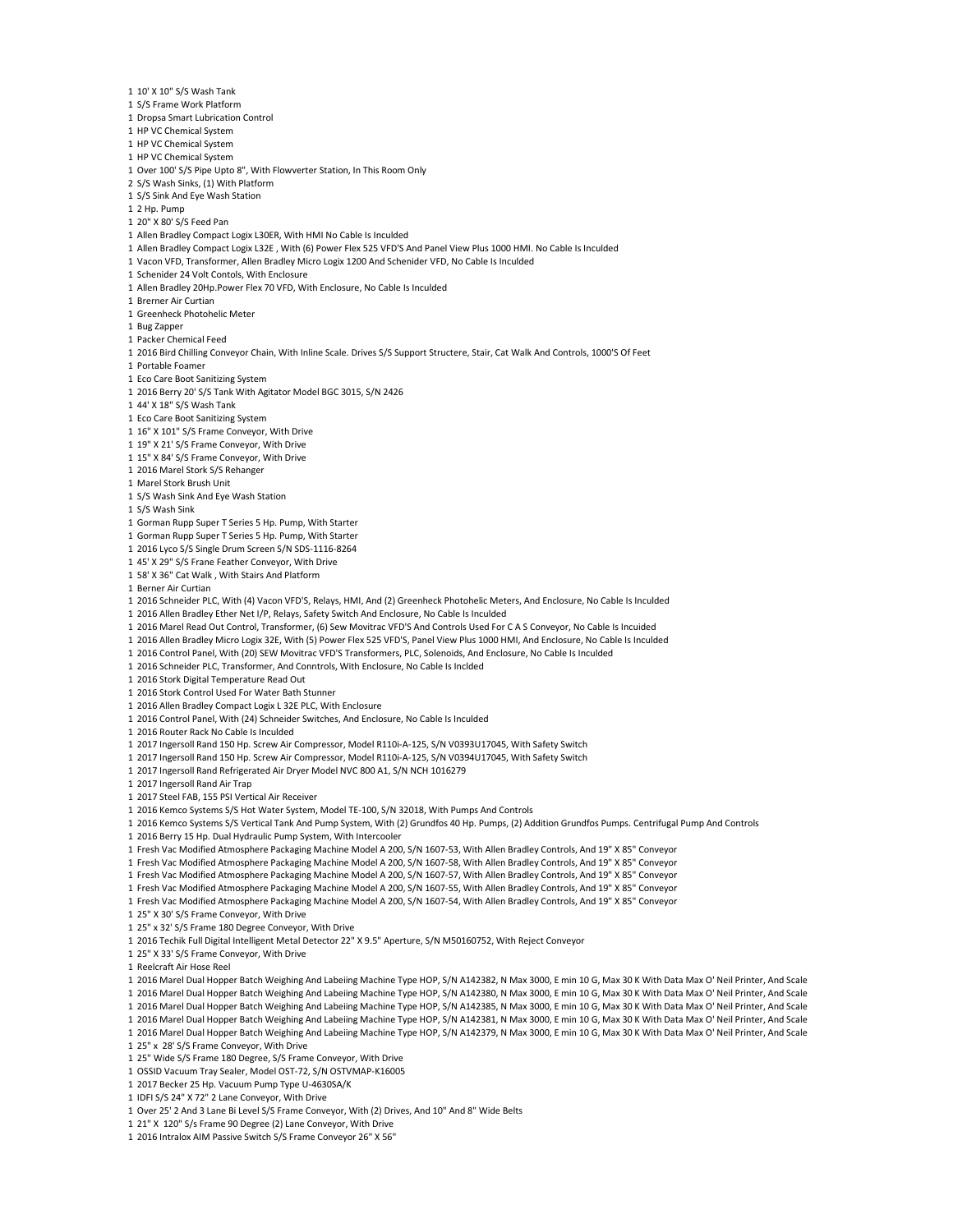1 10' X 10" S/S Wash Tank
1 S/S Frame Work Platform
1 Dropsa Smart Lubrication Control
1 HP VC Chemical System
1 HP VC Chemical System
1 HP VC Chemical System
1 Over 100' S/S Pipe Upto 8", With Flowverter Station, In This Room Only
2 S/S Wash Sinks, (1) With Platform
1 S/S Sink And Eye Wash Station
1 2 Hp. Pump
1 20" X 80' S/S Feed Pan
1 Allen Bradley Compact Logix L30ER, With HMI No Cable Is Inculded
1 Allen Bradley Compact Logix L32E , With (6) Power Flex 525 VFD'S And Panel View Plus 1000 HMI. No Cable Is Inculded
1 Vacon VFD, Transformer, Allen Bradley Micro Logix 1200 And Schenider VFD, No Cable Is Inculded
1 Schenider 24 Volt Contols, With Enclosure
1 Allen Bradley 20Hp.Power Flex 70 VFD, With Enclosure, No Cable Is Inculded
1 Brerner Air Curtian
1 Greenheck Photohelic Meter
1 Bug Zapper
1 Packer Chemical Feed
1 2016 Bird Chilling Conveyor Chain, With Inline Scale. Drives S/S Support Structere, Stair, Cat Walk And Controls, 1000'S Of Feet
1 Portable Foamer
1 Eco Care Boot Sanitizing System
1 2016 Berry 20' S/S Tank With Agitator Model BGC 3015, S/N 2426
1 44' X 18" S/S Wash Tank
1 Eco Care Boot Sanitizing System
1 16" X 101" S/S Frame Conveyor, With Drive
1 19" X 21' S/S Frame Conveyor, With Drive
1 15" X 84' S/S Frame Conveyor, With Drive
1 2016 Marel Stork S/S Rehanger
1 Marel Stork Brush Unit
1 S/S Wash Sink And Eye Wash Station
1 S/S Wash Sink
1 Gorman Rupp Super T Series 5 Hp. Pump, With Starter
1 Gorman Rupp Super T Series 5 Hp. Pump, With Starter
1 2016 Lyco S/S Single Drum Screen S/N SDS-1116-8264
1 45' X 29" S/S Frane Feather Conveyor, With Drive
1 58' X 36" Cat Walk , With Stairs And Platform
1 Berner Air Curtian
1 2016 Schneider PLC, With (4) Vacon VFD'S, Relays, HMI, And (2) Greenheck Photohelic Meters, And Enclosure, No Cable Is Inculded
1 2016 Allen Bradley Ether Net I/P, Relays, Safety Switch And Enclosure, No Cable Is Inculded
1 2016 Marel Read Out Control, Transformer, (6) Sew Movitrac VFD'S And Controls Used For C A S Conveyor, No Cable Is Incuided
1 2016 Allen Bradley Micro Logix 32E, With (5) Power Flex 525 VFD'S, Panel View Plus 1000 HMI, And Enclosure, No Cable Is Inculded
1 2016 Control Panel, With (20) SEW Movitrac VFD'S Transformers, PLC, Solenoids, And Enclosure, No Cable Is Inculded
1 2016 Schneider PLC, Transformer, And Conntrols, With Enclosure, No Cable Is Inclded
1 2016 Stork Digital Temperature Read Out
1 2016 Stork Control Used For Water Bath Stunner
1 2016 Allen Bradley Compact Logix L 32E PLC, With Enclosure
1 2016 Control Panel, With (24) Schneider Switches, And Enclosure, No Cable Is Inculded
1 2016 Router Rack No Cable Is Inculded
1 2017 Ingersoll Rand 150 Hp. Screw Air Compressor, Model R110i-A-125, S/N V0393U17045, With Safety Switch
1 2017 Ingersoll Rand 150 Hp. Screw Air Compressor, Model R110i-A-125, S/N V0394U17045, With Safety Switch
1 2017 Ingersoll Rand Refrigerated Air Dryer Model NVC 800 A1, S/N NCH 1016279
1 2017 Ingersoll Rand Air Trap
1 2017 Steel FAB, 155 PSI Vertical Air Receiver
1 2016 Kemco Systems S/S Hot Water System, Model TE-100, S/N 32018, With Pumps And Controls
1 2016 Kemco Systems S/S Vertical Tank And Pump System, With (2) Grundfos 40 Hp. Pumps, (2) Addition Grundfos Pumps. Centrifugal Pump And Controls
1 2016 Berry 15 Hp. Dual Hydraulic Pump System, With Intercooler
1 Fresh Vac Modified Atmosphere Packaging Machine Model A 200, S/N 1607-53, With Allen Bradley Controls, And 19" X 85" Conveyor
1 Fresh Vac Modified Atmosphere Packaging Machine Model A 200, S/N 1607-58, With Allen Bradley Controls, And 19" X 85" Conveyor
1 Fresh Vac Modified Atmosphere Packaging Machine Model A 200, S/N 1607-57, With Allen Bradley Controls, And 19" X 85" Conveyor
1 Fresh Vac Modified Atmosphere Packaging Machine Model A 200, S/N 1607-55, With Allen Bradley Controls, And 19" X 85" Conveyor
1 Fresh Vac Modified Atmosphere Packaging Machine Model A 200, S/N 1607-54, With Allen Bradley Controls, And 19" X 85" Conveyor
1 25" X 30' S/S Frame Conveyor, With Drive
1 25" x 32' S/S Frame 180 Degree Conveyor, With Drive
1 2016 Techik Full Digital Intelligent Metal Detector 22" X 9.5" Aperture, S/N M50160752, With Reject Conveyor
1 25" X 33' S/S Frame Conveyor, With Drive
1 Reelcraft Air Hose Reel
1 2016 Marel Dual Hopper Batch Weighing And Labeiing Machine Type HOP, S/N A142382, N Max 3000, E min 10 G, Max 30 K With Data Max O' Neil Printer, And Scale
1 2016 Marel Dual Hopper Batch Weighing And Labeiing Machine Type HOP, S/N A142380, N Max 3000, E min 10 G, Max 30 K With Data Max O' Neil Printer, And Scale
1 2016 Marel Dual Hopper Batch Weighing And Labeiing Machine Type HOP, S/N A142385, N Max 3000, E min 10 G, Max 30 K With Data Max O' Neil Printer, And Scale
1 2016 Marel Dual Hopper Batch Weighing And Labeiing Machine Type HOP, S/N A142381, N Max 3000, E min 10 G, Max 30 K With Data Max O' Neil Printer, And Scale
1 2016 Marel Dual Hopper Batch Weighing And Labeiing Machine Type HOP, S/N A142379, N Max 3000, E min 10 G, Max 30 K With Data Max O' Neil Printer, And Scale
1 25" x 28' S/S Frame Conveyor, With Drive
1 25" Wide S/S Frame 180 Degree, S/S Frame Conveyor, With Drive
1 OSSID Vacuum Tray Sealer, Model OST-72, S/N OSTVMAP-K16005
1 2017 Becker 25 Hp. Vacuum Pump Type U-4630SA/K
1 IDFI S/S 24" X 72" 2 Lane Conveyor, With Drive
1 Over 25' 2 And 3 Lane Bi Level S/S Frame Conveyor, With (2) Drives, And 10" And 8" Wide Belts
1 21" X 120" S/s Frame 90 Degree (2) Lane Conveyor, With Drive
1 2016 Intralox AIM Passive Switch S/S Frame Conveyor 26" X 56"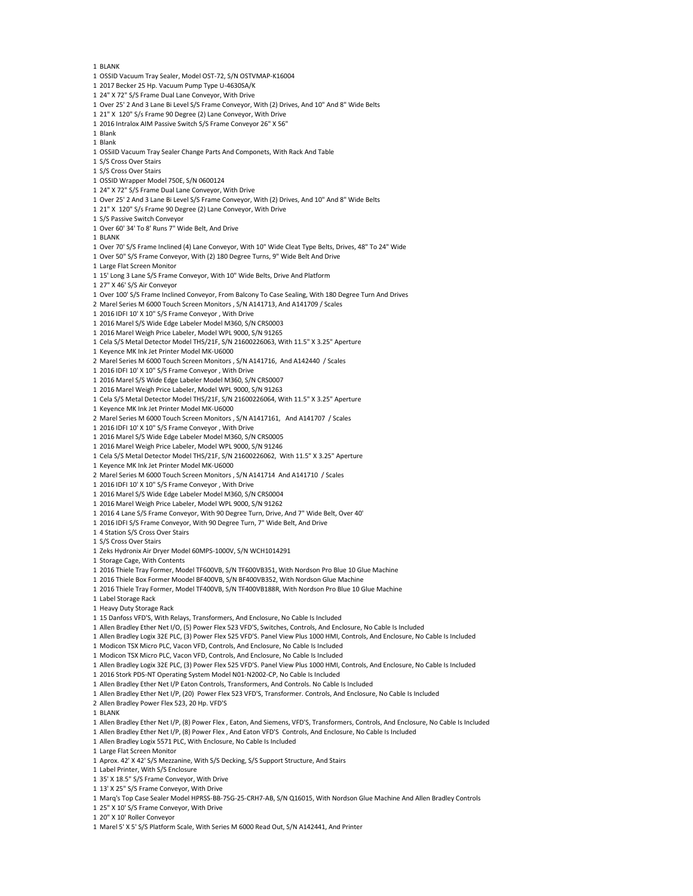1 BLANK
1 OSSID Vacuum Tray Sealer, Model OST-72, S/N OSTVMAP-K16004
1 2017 Becker 25 Hp. Vacuum Pump Type U-4630SA/K
1 24" X 72" S/S Frame Dual Lane Conveyor, With Drive
1 Over 25' 2 And 3 Lane Bi Level S/S Frame Conveyor, With (2) Drives, And 10" And 8" Wide Belts
1 21" X 120" S/s Frame 90 Degree (2) Lane Conveyor, With Drive
1 2016 Intralox AIM Passive Switch S/S Frame Conveyor 26" X 56"
1 Blank
1 Blank
1 OSSID Vacuum Tray Sealer Change Parts And Componets, With Rack And Table
1 S/S Cross Over Stairs
1 S/S Cross Over Stairs
1 OSSID Wrapper Model 750E, S/N 0600124
1 24" X 72" S/S Frame Dual Lane Conveyor, With Drive
1 Over 25' 2 And 3 Lane Bi Level S/S Frame Conveyor, With (2) Drives, And 10" And 8" Wide Belts
1 21" X 120" S/s Frame 90 Degree (2) Lane Conveyor, With Drive
1 S/S Passive Switch Conveyor
1 Over 60' 34' To 8' Runs 7" Wide Belt, And Drive
1 BLANK
1 Over 70' S/S Frame Inclined (4) Lane Conveyor, With 10" Wide Cleat Type Belts, Drives, 48" To 24" Wide
1 Over 50" S/S Frame Conveyor, With (2) 180 Degree Turns, 9" Wide Belt And Drive
1 Large Flat Screen Monitor
1 15' Long 3 Lane S/S Frame Conveyor, With 10" Wide Belts, Drive And Platform
1 27" X 46' S/S Air Conveyor
1 Over 100' S/S Frame Inclined Conveyor, From Balcony To Case Sealing, With 180 Degree Turn And Drives
2 Marel Series M 6000 Touch Screen Monitors , S/N A141713, And A141709 / Scales
1 2016 IDFI 10' X 10" S/S Frame Conveyor , With Drive
1 2016 Marel S/S Wide Edge Labeler Model M360, S/N CRS0003
1 2016 Marel Weigh Price Labeler, Model WPL 9000, S/N 91265
1 Cela S/S Metal Detector Model THS/21F, S/N 21600226063, With 11.5" X 3.25" Aperture
1 Keyence MK Ink Jet Printer Model MK-U6000
2 Marel Series M 6000 Touch Screen Monitors , S/N A141716, And A142440 / Scales
1 2016 IDFI 10' X 10" S/S Frame Conveyor , With Drive
1 2016 Marel S/S Wide Edge Labeler Model M360, S/N CRS0007
1 2016 Marel Weigh Price Labeler, Model WPL 9000, S/N 91263
1 Cela S/S Metal Detector Model THS/21F, S/N 21600226064, With 11.5" X 3.25" Aperture
1 Keyence MK Ink Jet Printer Model MK-U6000
2 Marel Series M 6000 Touch Screen Monitors , S/N A1417161, And A141707 / Scales
1 2016 IDFI 10' X 10" S/S Frame Conveyor , With Drive
1 2016 Marel S/S Wide Edge Labeler Model M360, S/N CRS0005
1 2016 Marel Weigh Price Labeler, Model WPL 9000, S/N 91246
1 Cela S/S Metal Detector Model THS/21F, S/N 21600226062, With 11.5" X 3.25" Aperture
1 Keyence MK Ink Jet Printer Model MK-U6000
2 Marel Series M 6000 Touch Screen Monitors , S/N A141714 And A141710 / Scales
1 2016 IDFI 10' X 10" S/S Frame Conveyor , With Drive
1 2016 Marel S/S Wide Edge Labeler Model M360, S/N CRS0004
1 2016 Marel Weigh Price Labeler, Model WPL 9000, S/N 91262
1 2016 4 Lane S/S Frame Conveyor, With 90 Degree Turn, Drive, And 7" Wide Belt, Over 40'
1 2016 IDFI S/S Frame Conveyor, With 90 Degree Turn, 7" Wide Belt, And Drive
1 4 Station S/S Cross Over Stairs
1 S/S Cross Over Stairs
1 Zeks Hydronix Air Dryer Model 60MPS-1000V, S/N WCH1014291
1 Storage Cage, With Contents
1 2016 Thiele Tray Former, Model TF600VB, S/N TF600VB351, With Nordson Pro Blue 10 Glue Machine
1 2016 Thiele Box Former Moodel BF400VB, S/N BF400VB352, With Nordson Glue Machine
1 2016 Thiele Tray Former, Model TF400VB, S/N TF400VB188R, With Nordson Pro Blue 10 Glue Machine
1 Label Storage Rack
1 Heavy Duty Storage Rack
1 15 Danfoss VFD'S, With Relays, Transformers, And Enclosure, No Cable Is Included
1 Allen Bradley Ether Net I/O, (5) Power Flex 523 VFD'S, Switches, Controls, And Enclosure, No Cable Is Included
1 Allen Bradley Logix 32E PLC, (3) Power Flex 525 VFD'S. Panel View Plus 1000 HMI, Controls, And Enclosure, No Cable Is Included
1 Modicon TSX Micro PLC, Vacon VFD, Controls, And Enclosure, No Cable Is Included
1 Modicon TSX Micro PLC, Vacon VFD, Controls, And Enclosure, No Cable Is Included
1 Allen Bradley Logix 32E PLC, (3) Power Flex 525 VFD'S. Panel View Plus 1000 HMI, Controls, And Enclosure, No Cable Is Included
1 2016 Stork PDS-NT Operating System Model N01-N2002-CP, No Cable Is Included
1 Allen Bradley Ether Net I/P Eaton Controls, Transformers, And Controls. No Cable Is Included
1 Allen Bradley Ether Net I/P, (20) Power Flex 523 VFD'S, Transformer. Controls, And Enclosure, No Cable Is Included
2 Allen Bradley Power Flex 523, 20 Hp. VFD'S
1 BLANK
1 Allen Bradley Ether Net I/P, (8) Power Flex , Eaton, And Siemens, VFD'S, Transformers, Controls, And Enclosure, No Cable Is Included
1 Allen Bradley Ether Net I/P, (8) Power Flex , And Eaton VFD'S Controls, And Enclosure, No Cable Is Included
1 Allen Bradley Logix 5571 PLC, With Enclosure, No Cable Is Included
1 Large Flat Screen Monitor
1 Aprox. 42' X 42' S/S Mezzanine, With S/S Decking, S/S Support Structure, And Stairs
1 Label Printer, With S/S Enclosure
1 35' X 18.5" S/S Frame Conveyor, With Drive
1 13' X 25" S/S Frame Conveyor, With Drive
1 Marq's Top Case Sealer Model HPRSS-BB-75G-25-CRH7-AB, S/N Q16015, With Nordson Glue Machine And Allen Bradley Controls
1 25" X 10' S/S Frame Conveyor, With Drive
1 20" X 10' Roller Conveyor
1 Marel 5' X 5' S/S Platform Scale, With Series M 6000 Read Out, S/N A142441, And Printer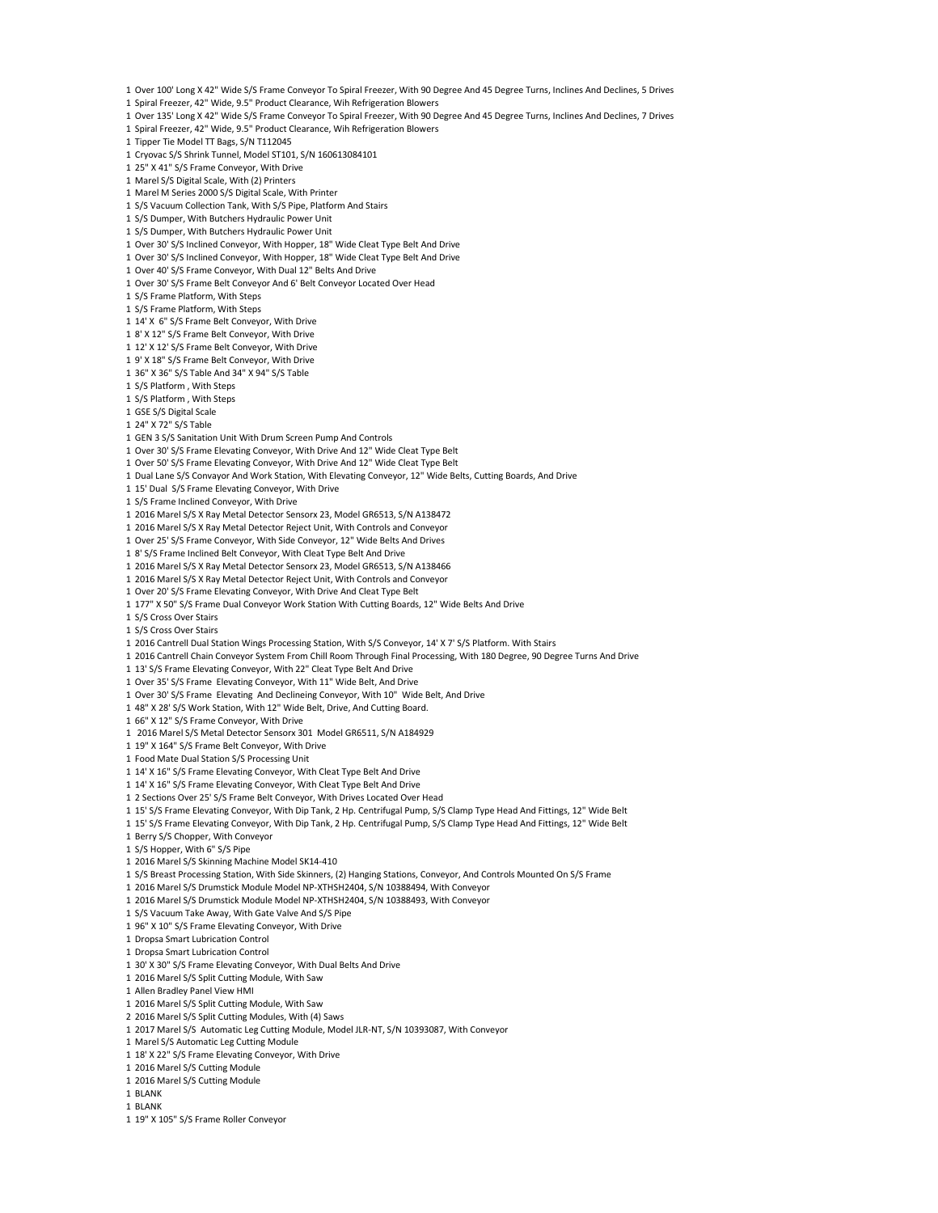1 Over 100' Long X 42" Wide S/S Frame Conveyor To Spiral Freezer, With 90 Degree And 45 Degree Turns, Inclines And Declines, 5 Drives
1 Spiral Freezer, 42" Wide, 9.5" Product Clearance, Wih Refrigeration Blowers
1 Over 135' Long X 42" Wide S/S Frame Conveyor To Spiral Freezer, With 90 Degree And 45 Degree Turns, Inclines And Declines, 7 Drives
1 Spiral Freezer, 42" Wide, 9.5" Product Clearance, Wih Refrigeration Blowers
1 Tipper Tie Model TT Bags, S/N T112045
1 Cryovac S/S Shrink Tunnel, Model ST101, S/N 160613084101
1 25" X 41" S/S Frame Conveyor, With Drive
1 Marel S/S Digital Scale, With (2) Printers
1 Marel M Series 2000 S/S Digital Scale, With Printer
1 S/S Vacuum Collection Tank, With S/S Pipe, Platform And Stairs
1 S/S Dumper, With Butchers Hydraulic Power Unit
1 S/S Dumper, With Butchers Hydraulic Power Unit
1 Over 30' S/S Inclined Conveyor, With Hopper, 18" Wide Cleat Type Belt And Drive
1 Over 30' S/S Inclined Conveyor, With Hopper, 18" Wide Cleat Type Belt And Drive
1 Over 40' S/S Frame Conveyor, With Dual 12" Belts And Drive
1 Over 30' S/S Frame Belt Conveyor And 6' Belt Conveyor Located Over Head
1 S/S Frame Platform, With Steps
1 S/S Frame Platform, With Steps
1 14' X 6" S/S Frame Belt Conveyor, With Drive
1 8' X 12" S/S Frame Belt Conveyor, With Drive
1 12' X 12' S/S Frame Belt Conveyor, With Drive
1 9' X 18" S/S Frame Belt Conveyor, With Drive
1 36" X 36" S/S Table And 34" X 94" S/S Table
1 S/S Platform , With Steps
1 S/S Platform , With Steps
1 GSE S/S Digital Scale
1 24" X 72" S/S Table
1 GEN 3 S/S Sanitation Unit With Drum Screen Pump And Controls
1 Over 30' S/S Frame Elevating Conveyor, With Drive And 12" Wide Cleat Type Belt
1 Over 50' S/S Frame Elevating Conveyor, With Drive And 12" Wide Cleat Type Belt
1 Dual Lane S/S Convayor And Work Station, With Elevating Conveyor, 12" Wide Belts, Cutting Boards, And Drive
1 15' Dual S/S Frame Elevating Conveyor, With Drive
1 S/S Frame Inclined Conveyor, With Drive
1 2016 Marel S/S X Ray Metal Detector Sensorx 23, Model GR6513, S/N A138472
1 2016 Marel S/S X Ray Metal Detector Reject Unit, With Controls and Conveyor
1 Over 25' S/S Frame Conveyor, With Side Conveyor, 12" Wide Belts And Drives
1 8' S/S Frame Inclined Belt Conveyor, With Cleat Type Belt And Drive
1 2016 Marel S/S X Ray Metal Detector Sensorx 23, Model GR6513, S/N A138466
1 2016 Marel S/S X Ray Metal Detector Reject Unit, With Controls and Conveyor
1 Over 20' S/S Frame Elevating Conveyor, With Drive And Cleat Type Belt
1 177" X 50" S/S Frame Dual Conveyor Work Station With Cutting Boards, 12" Wide Belts And Drive
1 S/S Cross Over Stairs
1 S/S Cross Over Stairs
1 2016 Cantrell Dual Station Wings Processing Station, With S/S Conveyor, 14' X 7' S/S Platform. With Stairs
1 2016 Cantrell Chain Conveyor System From Chill Room Through Final Processing, With 180 Degree, 90 Degree Turns And Drive
1 13' S/S Frame Elevating Conveyor, With 22" Cleat Type Belt And Drive
1 Over 35' S/S Frame Elevating Conveyor, With 11" Wide Belt, And Drive
1 Over 30' S/S Frame Elevating And Declineing Conveyor, With 10" Wide Belt, And Drive
1 48" X 28' S/S Work Station, With 12" Wide Belt, Drive, And Cutting Board.
1 66" X 12" S/S Frame Conveyor, With Drive
1 2016 Marel S/S Metal Detector Sensorx 301 Model GR6511, S/N A184929
1 19" X 164" S/S Frame Belt Conveyor, With Drive
1 Food Mate Dual Station S/S Processing Unit
1 14' X 16" S/S Frame Elevating Conveyor, With Cleat Type Belt And Drive
1 14' X 16" S/S Frame Elevating Conveyor, With Cleat Type Belt And Drive
1 2 Sections Over 25' S/S Frame Belt Conveyor, With Drives Located Over Head
1 15' S/S Frame Elevating Conveyor, With Dip Tank, 2 Hp. Centrifugal Pump, S/S Clamp Type Head And Fittings, 12" Wide Belt
1 15' S/S Frame Elevating Conveyor, With Dip Tank, 2 Hp. Centrifugal Pump, S/S Clamp Type Head And Fittings, 12" Wide Belt
1 Berry S/S Chopper, With Conveyor
1 S/S Hopper, With 6" S/S Pipe
1 2016 Marel S/S Skinning Machine Model SK14-410
1 S/S Breast Processing Station, With Side Skinners, (2) Hanging Stations, Conveyor, And Controls Mounted On S/S Frame
1 2016 Marel S/S Drumstick Module Model NP-XTHSH2404, S/N 10388494, With Conveyor
1 2016 Marel S/S Drumstick Module Model NP-XTHSH2404, S/N 10388493, With Conveyor
1 S/S Vacuum Take Away, With Gate Valve And S/S Pipe
1 96" X 10" S/S Frame Elevating Conveyor, With Drive
1 Dropsa Smart Lubrication Control
1 Dropsa Smart Lubrication Control
1 30' X 30" S/S Frame Elevating Conveyor, With Dual Belts And Drive
1 2016 Marel S/S Split Cutting Module, With Saw
1 Allen Bradley Panel View HMI
1 2016 Marel S/S Split Cutting Module, With Saw
2 2016 Marel S/S Split Cutting Modules, With (4) Saws
1 2017 Marel S/S Automatic Leg Cutting Module, Model JLR-NT, S/N 10393087, With Conveyor
1 Marel S/S Automatic Leg Cutting Module
1 18' X 22" S/S Frame Elevating Conveyor, With Drive
1 2016 Marel S/S Cutting Module
1 2016 Marel S/S Cutting Module
1 BLANK
1 BLANK
1 19" X 105" S/S Frame Roller Conveyor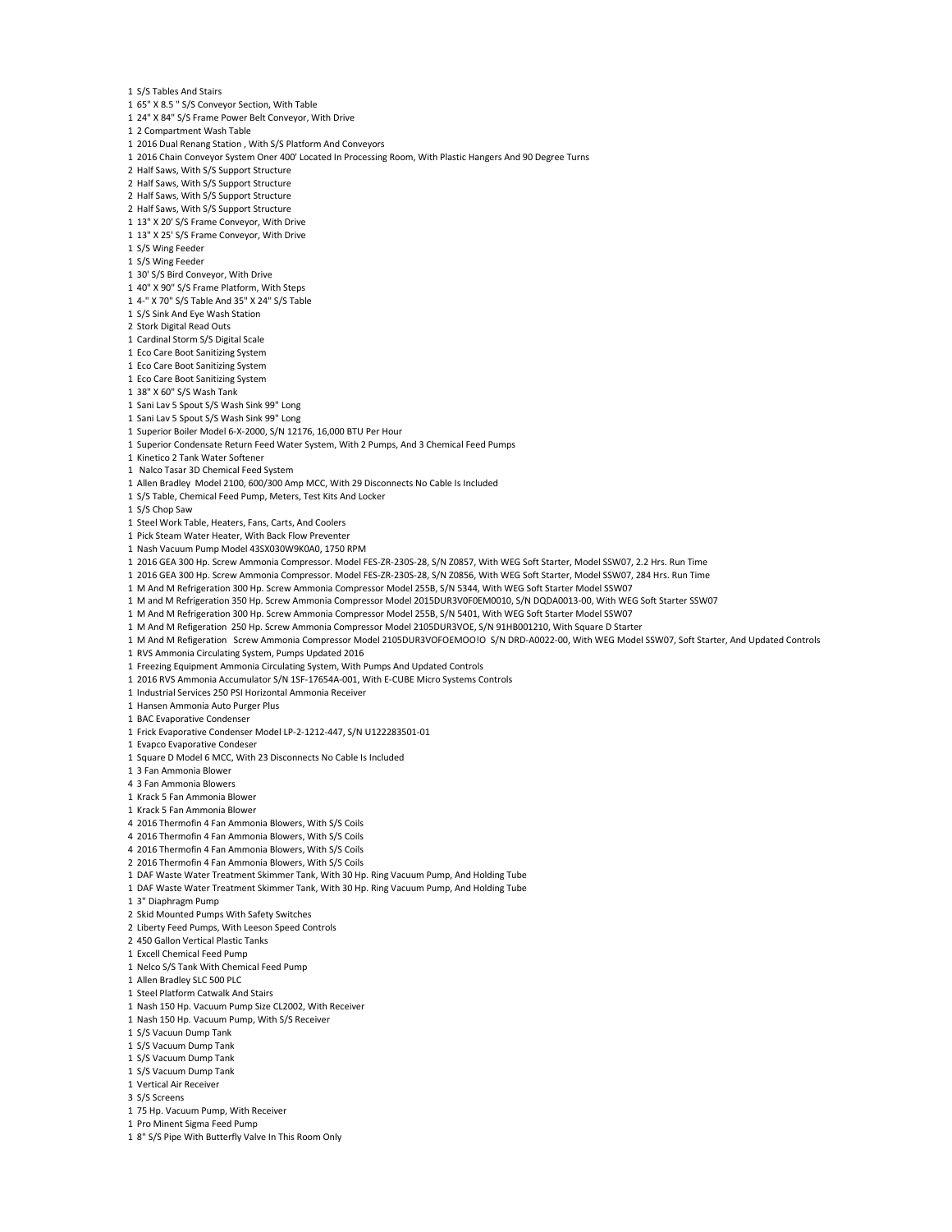1 S/S Tables And Stairs
1 65" X 8.5 " S/S Conveyor Section, With Table
1 24" X 84" S/S Frame Power Belt Conveyor, With Drive
1 2 Compartment Wash Table
1 2016 Dual Renang Station , With S/S Platform And Conveyors
1 2016 Chain Conveyor System Oner 400' Located In Processing Room, With Plastic Hangers And 90 Degree Turns
2 Half Saws, With S/S Support Structure
2 Half Saws, With S/S Support Structure
2 Half Saws, With S/S Support Structure
2 Half Saws, With S/S Support Structure
1 13" X 20' S/S Frame Conveyor, With Drive
1 13" X 25' S/S Frame Conveyor, With Drive
1 S/S Wing Feeder
1 S/S Wing Feeder
1 30' S/S Bird Conveyor, With Drive
1 40" X 90" S/S Frame Platform, With Steps
1 4-" X 70" S/S Table And 35" X 24" S/S Table
1 S/S Sink And Eye Wash Station
2 Stork Digital Read Outs
1 Cardinal Storm S/S Digital Scale
1 Eco Care Boot Sanitizing System
1 Eco Care Boot Sanitizing System
1 Eco Care Boot Sanitizing System
1 38" X 60" S/S Wash Tank
1 Sani Lav 5 Spout S/S Wash Sink 99" Long
1 Sani Lav 5 Spout S/S Wash Sink 99" Long
1 Superior Boiler Model 6-X-2000, S/N 12176, 16,000 BTU Per Hour
1 Superior Condensate Return Feed Water System, With 2 Pumps, And 3 Chemical Feed Pumps
1 Kinetico 2 Tank Water Softener
1 Nalco Tasar 3D Chemical Feed System
1 Allen Bradley Model 2100, 600/300 Amp MCC, With 29 Disconnects No Cable Is Included
1 S/S Table, Chemical Feed Pump, Meters, Test Kits And Locker
1 S/S Chop Saw
1 Steel Work Table, Heaters, Fans, Carts, And Coolers
1 Pick Steam Water Heater, With Back Flow Preventer
1 Nash Vacuum Pump Model 43SX030W9K0A0, 1750 RPM
1 2016 GEA 300 Hp. Screw Ammonia Compressor. Model FES-ZR-230S-28, S/N Z0857, With WEG Soft Starter, Model SSW07, 2.2 Hrs. Run Time
1 2016 GEA 300 Hp. Screw Ammonia Compressor. Model FES-ZR-230S-28, S/N Z0856, With WEG Soft Starter, Model SSW07, 284 Hrs. Run Time
1 M And M Refrigeration 300 Hp. Screw Ammonia Compressor Model 255B, S/N 5344, With WEG Soft Starter Model SSW07
1 M and M Refrigeration 350 Hp. Screw Ammonia Compressor Model 2015DUR3V0F0EM0010, S/N DQDA0013-00, With WEG Soft Starter SSW07
1 M And M Refrigeration 300 Hp. Screw Ammonia Compressor Model 255B, S/N 5401, With WEG Soft Starter Model SSW07
1 M And M Refigeration 250 Hp. Screw Ammonia Compressor Model 2105DUR3VOE, S/N 91HB001210, With Square D Starter
1 M And M Refigeration Screw Ammonia Compressor Model 2105DUR3VOFOEMOO!O S/N DRD-A0022-00, With WEG Model SSW07, Soft Starter, And Updated Controls
1 RVS Ammonia Circulating System, Pumps Updated 2016
1 Freezing Equipment Ammonia Circulating System, With Pumps And Updated Controls
1 2016 RVS Ammonia Accumulator S/N 1SF-17654A-001, With E-CUBE Micro Systems Controls
1 Industrial Services 250 PSI Horizontal Ammonia Receiver
1 Hansen Ammonia Auto Purger Plus
1 BAC Evaporative Condenser
1 Frick Evaporative Condenser Model LP-2-1212-447, S/N U122283501-01
1 Evapco Evaporative Condeser
1 Square D Model 6 MCC, With 23 Disconnects No Cable Is Included
1 3 Fan Ammonia Blower
4 3 Fan Ammonia Blowers
1 Krack 5 Fan Ammonia Blower
1 Krack 5 Fan Ammonia Blower
4 2016 Thermofin 4 Fan Ammonia Blowers, With S/S Coils
4 2016 Thermofin 4 Fan Ammonia Blowers, With S/S Coils
4 2016 Thermofin 4 Fan Ammonia Blowers, With S/S Coils
2 2016 Thermofin 4 Fan Ammonia Blowers, With S/S Coils
1 DAF Waste Water Treatment Skimmer Tank, With 30 Hp. Ring Vacuum Pump, And Holding Tube
1 DAF Waste Water Treatment Skimmer Tank, With 30 Hp. Ring Vacuum Pump, And Holding Tube
1 3" Diaphragm Pump
2 Skid Mounted Pumps With Safety Switches
2 Liberty Feed Pumps, With Leeson Speed Controls
2 450 Gallon Vertical Plastic Tanks
1 Excell Chemical Feed Pump
1 Nelco S/S Tank With Chemical Feed Pump
1 Allen Bradley SLC 500 PLC
1 Steel Platform Catwalk And Stairs
1 Nash 150 Hp. Vacuum Pump Size CL2002, With Receiver
1 Nash 150 Hp. Vacuum Pump, With S/S Receiver
1 S/S Vacuun Dump Tank
1 S/S Vacuum Dump Tank
1 S/S Vacuum Dump Tank
1 S/S Vacuum Dump Tank
1 Vertical Air Receiver
3 S/S Screens
1 75 Hp. Vacuum Pump, With Receiver
1 Pro Minent Sigma Feed Pump
1 8" S/S Pipe With Butterfly Valve In This Room Only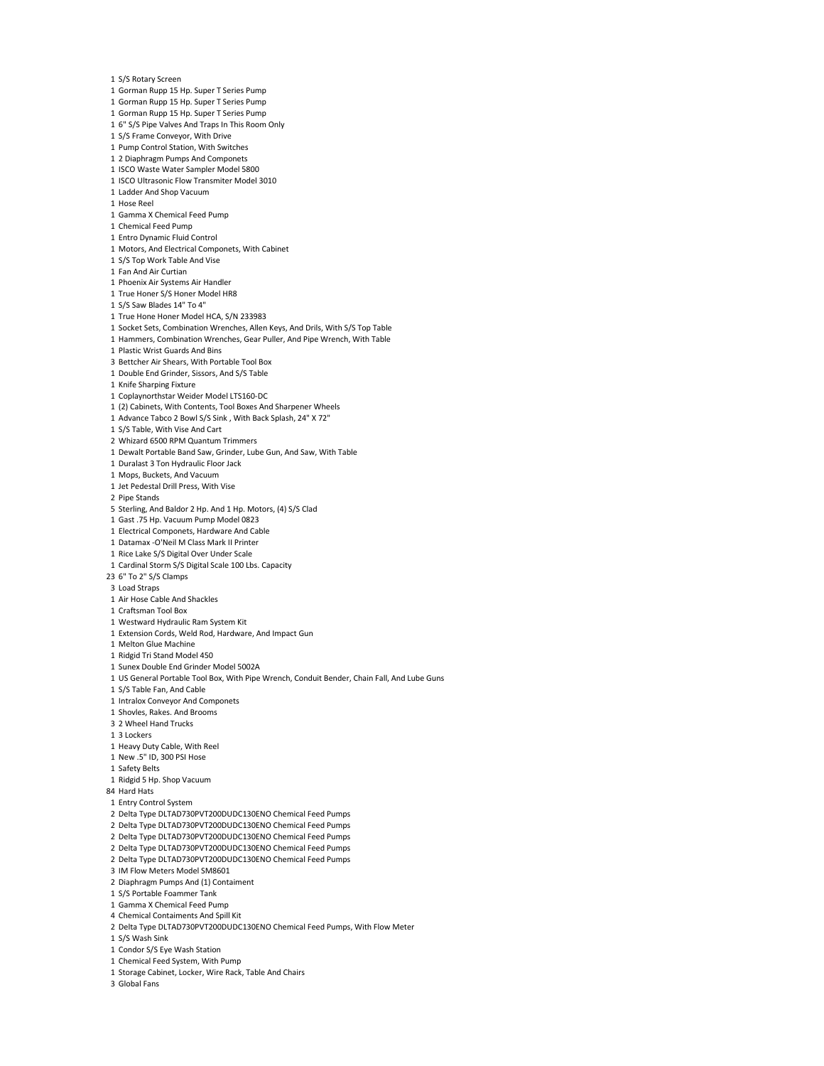1 S/S Rotary Screen
1 Gorman Rupp 15 Hp. Super T Series Pump
1 Gorman Rupp 15 Hp. Super T Series Pump
1 Gorman Rupp 15 Hp. Super T Series Pump
1 6" S/S Pipe Valves And Traps In This Room Only
1 S/S Frame Conveyor, With Drive
1 Pump Control Station, With Switches
1 2 Diaphragm Pumps And Componets
1 ISCO Waste Water Sampler Model 5800
1 ISCO Ultrasonic Flow Transmiter Model 3010
1 Ladder And Shop Vacuum
1 Hose Reel
1 Gamma X Chemical Feed Pump
1 Chemical Feed Pump
1 Entro Dynamic Fluid Control
1 Motors, And Electrical Componets, With Cabinet
1 S/S Top Work Table And Vise
1 Fan And Air Curtian
1 Phoenix Air Systems Air Handler
1 True Honer S/S Honer Model HR8
1 S/S Saw Blades 14" To 4"
1 True Hone Honer Model HCA, S/N 233983
1 Socket Sets, Combination Wrenches, Allen Keys, And Drils, With S/S Top Table
1 Hammers, Combination Wrenches, Gear Puller, And Pipe Wrench, With Table
1 Plastic Wrist Guards And Bins
3 Bettcher Air Shears, With Portable Tool Box
1 Double End Grinder, Sissors, And S/S Table
1 Knife Sharping Fixture
1 Coplaynorthstar Weider Model LTS160-DC
1 (2) Cabinets, With Contents, Tool Boxes And Sharpener Wheels
1 Advance Tabco 2 Bowl S/S Sink , With Back Splash, 24" X 72"
1 S/S Table, With Vise And Cart
2 Whizard 6500 RPM Quantum Trimmers
1 Dewalt Portable Band Saw, Grinder, Lube Gun, And Saw, With Table
1 Duralast 3 Ton Hydraulic Floor Jack
1 Mops, Buckets, And Vacuum
1 Jet Pedestal Drill Press, With Vise
2 Pipe Stands
5 Sterling, And Baldor 2 Hp. And 1 Hp. Motors, (4) S/S Clad
1 Gast .75 Hp. Vacuum Pump Model 0823
1 Electrical Componets, Hardware And Cable
1 Datamax -O'Neil M Class Mark II Printer
1 Rice Lake S/S Digital Over Under Scale
1 Cardinal Storm S/S Digital Scale 100 Lbs. Capacity
23 6" To 2" S/S Clamps
3 Load Straps
1 Air Hose Cable And Shackles
1 Craftsman Tool Box
1 Westward Hydraulic Ram System Kit
1 Extension Cords, Weld Rod, Hardware, And Impact Gun
1 Melton Glue Machine
1 Ridgid Tri Stand Model 450
1 Sunex Double End Grinder Model 5002A
1 US General Portable Tool Box, With Pipe Wrench, Conduit Bender, Chain Fall, And Lube Guns
1 S/S Table Fan, And Cable
1 Intralox Conveyor And Componets
1 Shovles, Rakes. And Brooms
3 2 Wheel Hand Trucks
1 3 Lockers
1 Heavy Duty Cable, With Reel
1 New .5" ID, 300 PSI Hose
1 Safety Belts
1 Ridgid 5 Hp. Shop Vacuum
84 Hard Hats
1 Entry Control System
2 Delta Type DLTAD730PVT200DUDC130ENO Chemical Feed Pumps
2 Delta Type DLTAD730PVT200DUDC130ENO Chemical Feed Pumps
2 Delta Type DLTAD730PVT200DUDC130ENO Chemical Feed Pumps
2 Delta Type DLTAD730PVT200DUDC130ENO Chemical Feed Pumps
2 Delta Type DLTAD730PVT200DUDC130ENO Chemical Feed Pumps
3 IM Flow Meters Model SM8601
2 Diaphragm Pumps And (1) Containent
1 S/S Portable Foammer Tank
1 Gamma X Chemical Feed Pump
4 Chemical Contaiments And Spill Kit
2 Delta Type DLTAD730PVT200DUDC130ENO Chemical Feed Pumps, With Flow Meter
1 S/S Wash Sink
1 Condor S/S Eye Wash Station
1 Chemical Feed System, With Pump
1 Storage Cabinet, Locker, Wire Rack, Table And Chairs
3 Global Fans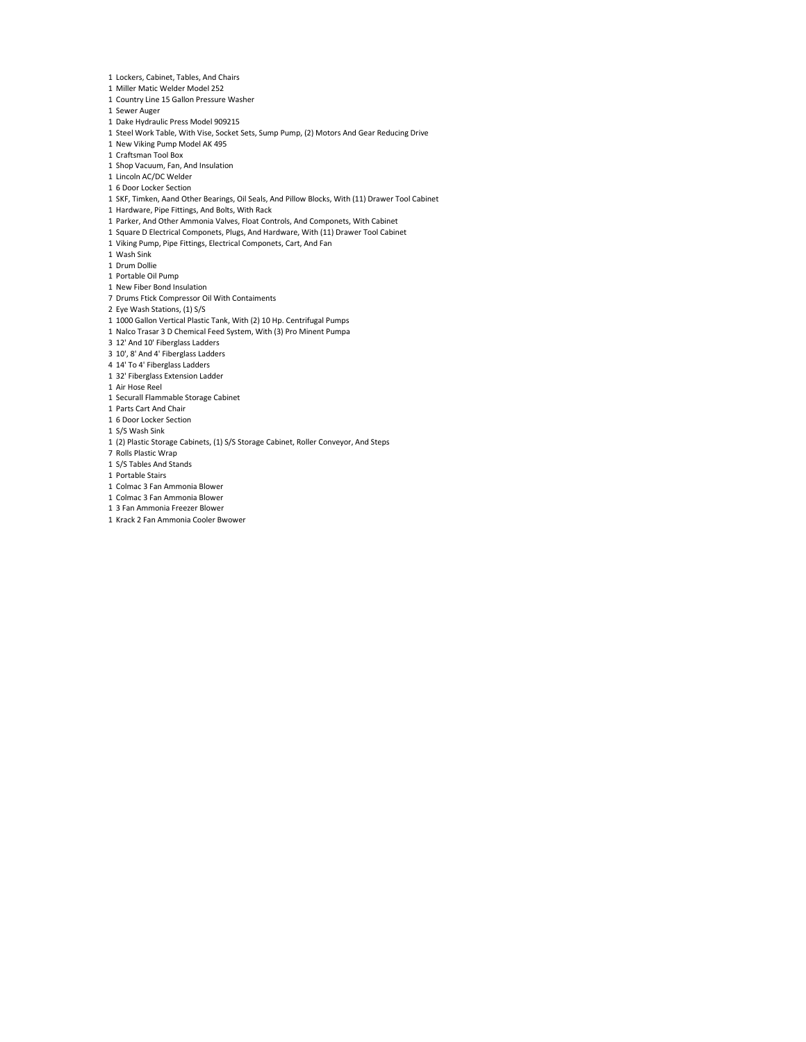| | |
|---|---|
| 1 | Lockers, Cabinet, Tables, And Chairs |
| 1 | Miller Matic Welder Model 252 |
| 1 | Country Line 15 Gallon Pressure Washer |
| 1 | Sewer Auger |
| 1 | Dake Hydraulic Press Model 909215 |
| 1 | Steel Work Table, With Vise, Socket Sets, Sump Pump, (2) Motors And Gear Reducing Drive |
| 1 | New Viking Pump Model AK 495 |
| 1 | Craftsman Tool Box |
| 1 | Shop Vacuum, Fan, And Insulation |
| 1 | Lincoln AC/DC Welder |
| 1 | 6 Door Locker Section |
| 1 | SKF, Timken, Aand Other Bearings, Oil Seals, And Pillow Blocks, With (11) Drawer Tool Cabinet |
| 1 | Hardware, Pipe Fittings, And Bolts, With Rack |
| 1 | Parker, And Other Ammonia Valves, Float Controls, And Componets, With Cabinet |
| 1 | Square D Electrical Componets, Plugs, And Hardware, With (11) Drawer Tool Cabinet |
| 1 | Viking Pump, Pipe Fittings, Electrical Componets, Cart, And Fan |
| 1 | Wash Sink |
| 1 | Drum Dollie |
| 1 | Portable Oil Pump |
| 1 | New Fiber Bond Insulation |
| 7 | Drums Ftick Compressor Oil With Contaiments |
| 2 | Eye Wash Stations, (1) S/S |
| 1 | 1000 Gallon Vertical Plastic Tank, With (2) 10 Hp. Centrifugal Pumps |
| 1 | Nalco Trasar 3 D Chemical Feed System, With (3) Pro Minent Pumpa |
| 3 | 12' And 10' Fiberglass Ladders |
| 3 | 10', 8' And 4' Fiberglass Ladders |
| 4 | 14' To 4' Fiberglass Ladders |
| 1 | 32' Fiberglass Extension Ladder |
| 1 | Air Hose Reel |
| 1 | Securall Flammable Storage Cabinet |
| 1 | Parts Cart And Chair |
| 1 | 6 Door Locker Section |
| 1 | S/S Wash Sink |
| 1 | (2) Plastic Storage Cabinets, (1) S/S Storage Cabinet, Roller Conveyor, And Steps |
| 7 | Rolls Plastic Wrap |
| 1 | S/S Tables And Stands |
| 1 | Portable Stairs |
| 1 | Colmac 3 Fan Ammonia Blower |
| 1 | Colmac 3 Fan Ammonia Blower |
| 1 | 3 Fan Ammonia Freezer Blower |
| 1 | Krack 2 Fan Ammonia Cooler Bwower |